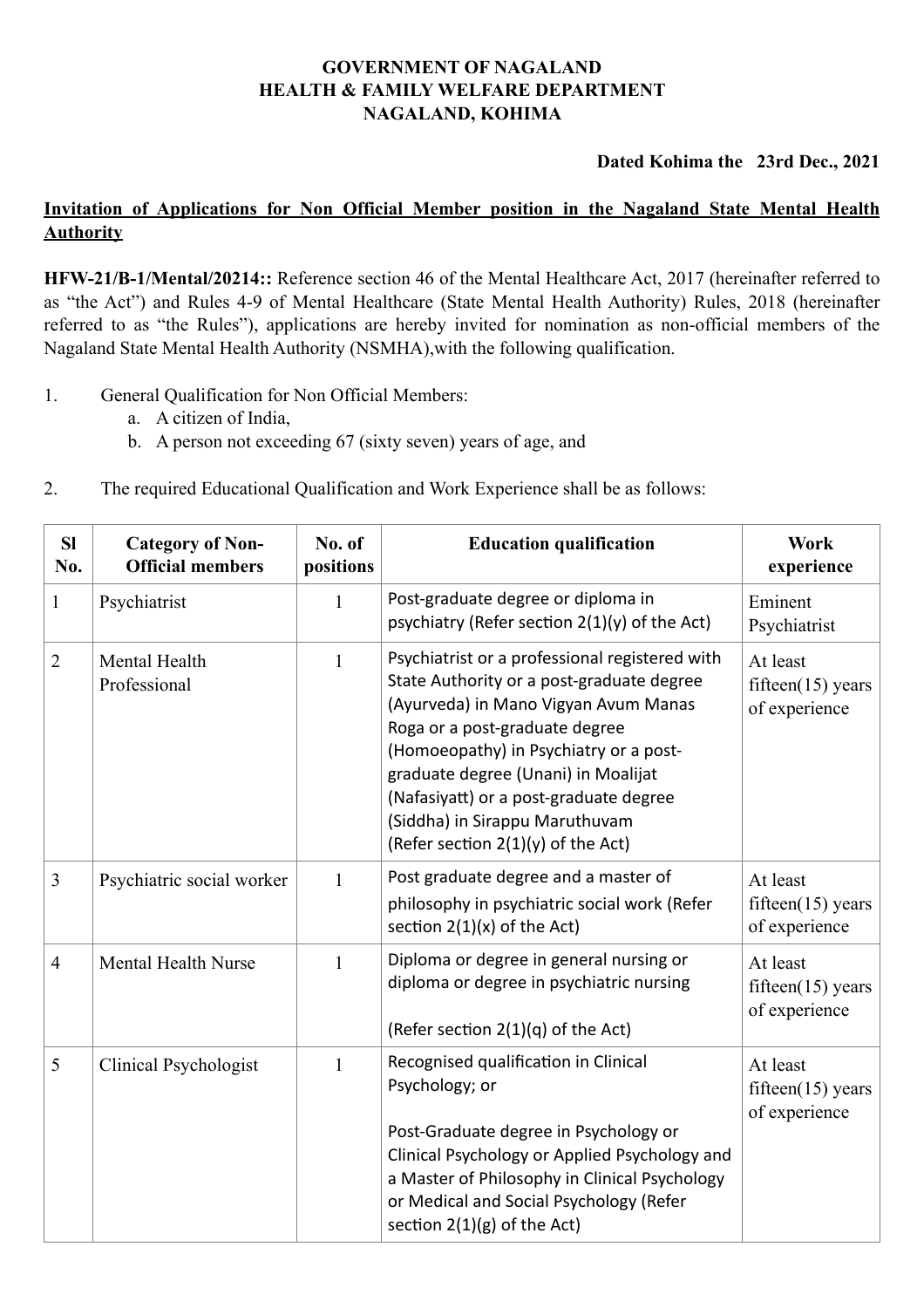**GOVERNMENT OF NAGALAND**
**HEALTH & FAMILY WELFARE DEPARTMENT**
**NAGALAND, KOHIMA**

**Dated Kohima the 23rd Dec., 2021**

**Invitation of Applications for Non Official Member position in the Nagaland State Mental Health Authority**

**HFW-21/B-1/Mental/20214::** Reference section 46 of the Mental Healthcare Act, 2017 (hereinafter referred to as "the Act") and Rules 4-9 of Mental Healthcare (State Mental Health Authority) Rules, 2018 (hereinafter referred to as "the Rules"), applications are hereby invited for nomination as non-official members of the Nagaland State Mental Health Authority (NSMHA),with the following qualification.

1. General Qualification for Non Official Members:
   a. A citizen of India,
   b. A person not exceeding 67 (sixty seven) years of age, and

2. The required Educational Qualification and Work Experience shall be as follows:

| Sl No. | Category of Non-Official members | No. of positions | Education qualification | Work experience |
|---|---|---|---|---|
| 1 | Psychiatrist | 1 | Post-graduate degree or diploma in psychiatry (Refer section 2(1)(y) of the Act) | Eminent Psychiatrist |
| 2 | Mental Health Professional | 1 | Psychiatrist or a professional registered with State Authority or a post-graduate degree (Ayurveda) in Mano Vigyan Avum Manas Roga or a post-graduate degree (Homoeopathy) in Psychiatry or a post-graduate degree (Unani) in Moalijat (Nafasiyatt) or a post-graduate degree (Siddha) in Sirappu Maruthuvam (Refer section 2(1)(y) of the Act) | At least fifteen(15) years of experience |
| 3 | Psychiatric social worker | 1 | Post graduate degree and a master of philosophy in psychiatric social work (Refer section 2(1)(x) of the Act) | At least fifteen(15) years of experience |
| 4 | Mental Health Nurse | 1 | Diploma or degree in general nursing or diploma or degree in psychiatric nursing<br><br>(Refer section 2(1)(q) of the Act) | At least fifteen(15) years of experience |
| 5 | Clinical Psychologist | 1 | Recognised qualification in Clinical Psychology; or<br><br>Post-Graduate degree in Psychology or Clinical Psychology or Applied Psychology and a Master of Philosophy in Clinical Psychology or Medical and Social Psychology (Refer section 2(1)(g) of the Act) | At least fifteen(15) years of experience |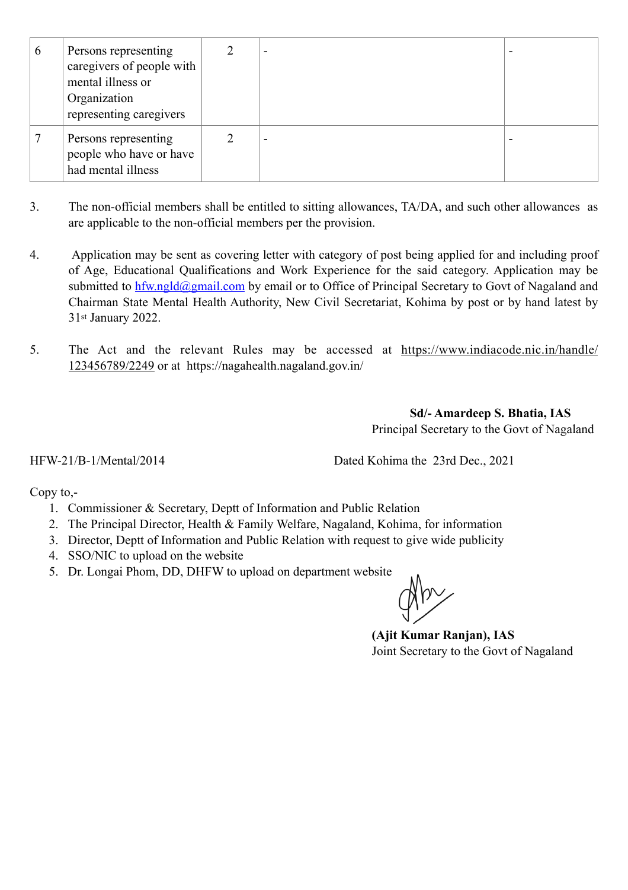| | | | | |
|---|---|---|---|---|
| 6 | Persons representing caregivers of people with mental illness or Organization representing caregivers | 2 | - | - |
| 7 | Persons representing people who have or have had mental illness | 2 | - | - |

3. The non-official members shall be entitled to sitting allowances, TA/DA, and such other allowances as are applicable to the non-official members per the provision.

4. Application may be sent as covering letter with category of post being applied for and including proof of Age, Educational Qualifications and Work Experience for the said category. Application may be submitted to hfw.ngld@gmail.com by email or to Office of Principal Secretary to Govt of Nagaland and Chairman State Mental Health Authority, New Civil Secretariat, Kohima by post or by hand latest by 31st January 2022.

5. The Act and the relevant Rules may be accessed at https://www.indiacode.nic.in/handle/123456789/2249 or at https://nagahealth.nagaland.gov.in/

**Sd/- Amardeep S. Bhatia, IAS**
Principal Secretary to the Govt of Nagaland

HFW-21/B-1/Mental/2014 Dated Kohima the 23rd Dec., 2021

Copy to,-

1. Commissioner & Secretary, Deptt of Information and Public Relation
2. The Principal Director, Health & Family Welfare, Nagaland, Kohima, for information
3. Director, Deptt of Information and Public Relation with request to give wide publicity
4. SSO/NIC to upload on the website
5. Dr. Longai Phom, DD, DHFW to upload on department website

**(Ajit Kumar Ranjan), IAS**
Joint Secretary to the Govt of Nagaland